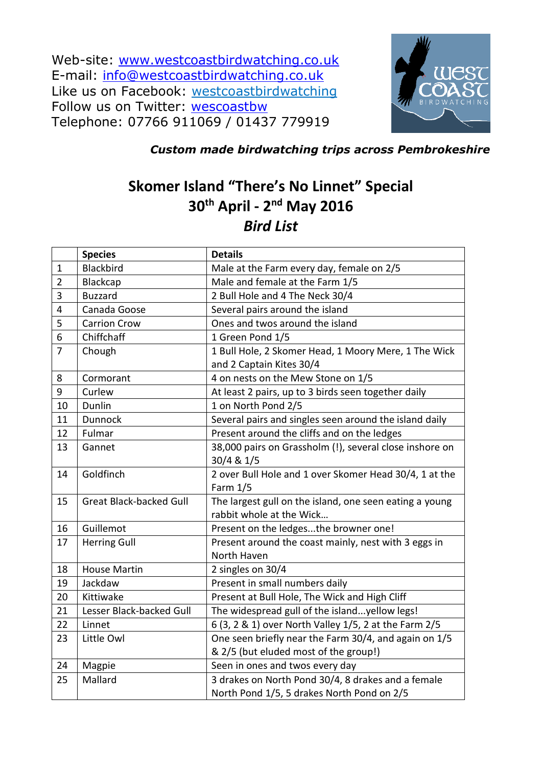Web-site: www.westcoastbirdwatching.co.uk
E-mail: info@westcoastbirdwatching.co.uk
Like us on Facebook: westcoastbirdwatching
Follow us on Twitter: wescoastbw
Telephone: 07766 911069 / 01437 779919

***Custom made birdwatching trips across Pembrokeshire***

# Skomer Island "There's No Linnet" Special
## 30th April - 2nd May 2016
## *Bird List*

| | Species | Details |
|---|---|---|
| 1 | Blackbird | Male at the Farm every day, female on 2/5 |
| 2 | Blackcap | Male and female at the Farm 1/5 |
| 3 | Buzzard | 2 Bull Hole and 4 The Neck 30/4 |
| 4 | Canada Goose | Several pairs around the island |
| 5 | Carrion Crow | Ones and twos around the island |
| 6 | Chiffchaff | 1 Green Pond 1/5 |
| 7 | Chough | 1 Bull Hole, 2 Skomer Head, 1 Moory Mere, 1 The Wick and 2 Captain Kites 30/4 |
| 8 | Cormorant | 4 on nests on the Mew Stone on 1/5 |
| 9 | Curlew | At least 2 pairs, up to 3 birds seen together daily |
| 10 | Dunlin | 1 on North Pond 2/5 |
| 11 | Dunnock | Several pairs and singles seen around the island daily |
| 12 | Fulmar | Present around the cliffs and on the ledges |
| 13 | Gannet | 38,000 pairs on Grassholm (!), several close inshore on 30/4 & 1/5 |
| 14 | Goldfinch | 2 over Bull Hole and 1 over Skomer Head 30/4, 1 at the Farm 1/5 |
| 15 | Great Black-backed Gull | The largest gull on the island, one seen eating a young rabbit whole at the Wick… |
| 16 | Guillemot | Present on the ledges...the browner one! |
| 17 | Herring Gull | Present around the coast mainly, nest with 3 eggs in North Haven |
| 18 | House Martin | 2 singles on 30/4 |
| 19 | Jackdaw | Present in small numbers daily |
| 20 | Kittiwake | Present at Bull Hole, The Wick and High Cliff |
| 21 | Lesser Black-backed Gull | The widespread gull of the island...yellow legs! |
| 22 | Linnet | 6 (3, 2 & 1) over North Valley 1/5, 2 at the Farm 2/5 |
| 23 | Little Owl | One seen briefly near the Farm 30/4, and again on 1/5 & 2/5 (but eluded most of the group!) |
| 24 | Magpie | Seen in ones and twos every day |
| 25 | Mallard | 3 drakes on North Pond 30/4, 8 drakes and a female North Pond 1/5, 5 drakes North Pond on 2/5 |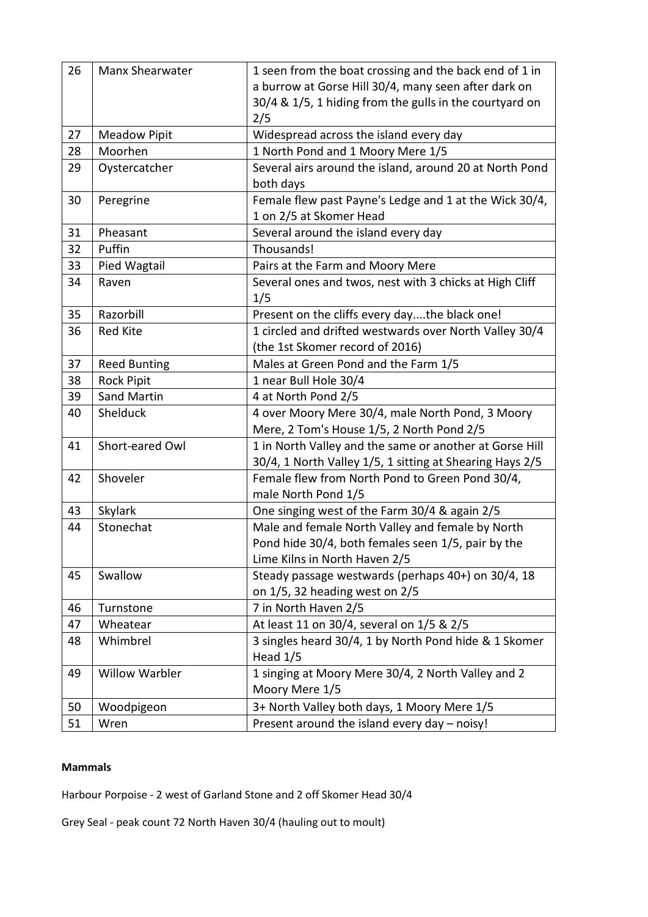| | | |
|---|---|---|
| 26 | Manx Shearwater | 1 seen from the boat crossing and the back end of 1 in a burrow at Gorse Hill 30/4, many seen after dark on 30/4 & 1/5, 1 hiding from the gulls in the courtyard on 2/5 |
| 27 | Meadow Pipit | Widespread across the island every day |
| 28 | Moorhen | 1 North Pond and 1 Moory Mere 1/5 |
| 29 | Oystercatcher | Several airs around the island, around 20 at North Pond both days |
| 30 | Peregrine | Female flew past Payne's Ledge and 1 at the Wick 30/4, 1 on 2/5 at Skomer Head |
| 31 | Pheasant | Several around the island every day |
| 32 | Puffin | Thousands! |
| 33 | Pied Wagtail | Pairs at the Farm and Moory Mere |
| 34 | Raven | Several ones and twos, nest with 3 chicks at High Cliff 1/5 |
| 35 | Razorbill | Present on the cliffs every day....the black one! |
| 36 | Red Kite | 1 circled and drifted westwards over North Valley 30/4 (the 1st Skomer record of 2016) |
| 37 | Reed Bunting | Males at Green Pond and the Farm 1/5 |
| 38 | Rock Pipit | 1 near Bull Hole 30/4 |
| 39 | Sand Martin | 4 at North Pond 2/5 |
| 40 | Shelduck | 4 over Moory Mere 30/4, male North Pond, 3 Moory Mere, 2 Tom's House 1/5, 2 North Pond 2/5 |
| 41 | Short-eared Owl | 1 in North Valley and the same or another at Gorse Hill 30/4, 1 North Valley 1/5, 1 sitting at Shearing Hays 2/5 |
| 42 | Shoveler | Female flew from North Pond to Green Pond 30/4, male North Pond 1/5 |
| 43 | Skylark | One singing west of the Farm 30/4 & again 2/5 |
| 44 | Stonechat | Male and female North Valley and female by North Pond hide 30/4, both females seen 1/5, pair by the Lime Kilns in North Haven 2/5 |
| 45 | Swallow | Steady passage westwards (perhaps 40+) on 30/4, 18 on 1/5, 32 heading west on 2/5 |
| 46 | Turnstone | 7 in North Haven 2/5 |
| 47 | Wheatear | At least 11 on 30/4, several on 1/5 & 2/5 |
| 48 | Whimbrel | 3 singles heard 30/4, 1 by North Pond hide & 1 Skomer Head 1/5 |
| 49 | Willow Warbler | 1 singing at Moory Mere 30/4, 2 North Valley and 2 Moory Mere 1/5 |
| 50 | Woodpigeon | 3+ North Valley both days, 1 Moory Mere 1/5 |
| 51 | Wren | Present around the island every day – noisy! |

**Mammals**

Harbour Porpoise - 2 west of Garland Stone and 2 off Skomer Head 30/4

Grey Seal - peak count 72 North Haven 30/4 (hauling out to moult)